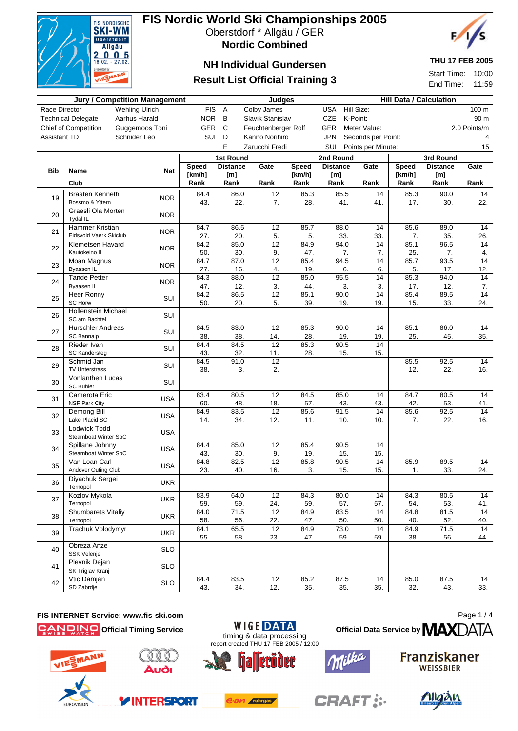# FIS Nordic World Ski Championships 2005

Oberstdorf * Allgäu / GER

**Nordic Combined**

## NH Individual Gundersen

## Result List Official Training 3

**THU 17 FEB 2005**

Start Time: 10:00
End Time: 11:59

| Jury / Competition Management | | | | Judges | | | Hill Data / Calculation | |
|---|---|---|---|---|---|---|---|---|
| Race Director | Wehling Ulrich | FIS | A | Colby James | USA | Hill Size: | 100 m |
| Technical Delegate | Aarhus Harald | NOR | B | Slavik Stanislav | CZE | K-Point: | 90 m |
| Chief of Competition | Guggemoos Toni | GER | C | Feuchtenberger Rolf | GER | Meter Value: | 2.0 Points/m |
| Assistant TD | Schnider Leo | SUI | D | Kanno Norihiro | JPN | Seconds per Point: | 4 |
| | | | E | Zarucchi Fredi | SUI | Points per Minute: | 15 |

| Bib | Name / Club | Nat | 1st Round Speed [km/h] Rank | 1st Round Distance [m] Rank | 1st Round Gate Rank | 2nd Round Speed [km/h] Rank | 2nd Round Distance [m] Rank | 2nd Round Gate Rank | 3rd Round Speed [km/h] Rank | 3rd Round Distance [m] Rank | 3rd Round Gate Rank |
|---|---|---|---|---|---|---|---|---|---|---|---|
| 19 | Braaten Kenneth / Bossmo & Yttern | NOR | 84.4 / 43. | 86.0 / 22. | 12 / 7. | 85.3 / 28. | 85.5 / 41. | 14 / 41. | 85.3 / 17. | 90.0 / 30. | 14 / 22. |
| 20 | Graesli Ola Morten / Tydal IL | NOR | | | | | | | | | |
| 21 | Hammer Kristian / Eidsvold Vaerk Skiclub | NOR | 84.7 / 27. | 86.5 / 20. | 12 / 5. | 85.7 / 5. | 88.0 / 33. | 14 / 33. | 85.6 / 7. | 89.0 / 35. | 14 / 26. |
| 22 | Klemetsen Havard / Kautokeino IL | NOR | 84.2 / 50. | 85.0 / 30. | 12 / 9. | 84.9 / 47. | 94.0 / 7. | 14 / 7. | 85.1 / 25. | 96.5 / 7. | 14 / 4. |
| 23 | Moan Magnus / Byaasen IL | NOR | 84.7 / 27. | 87.0 / 16. | 12 / 4. | 85.4 / 19. | 94.5 / 6. | 14 / 6. | 85.7 / 5. | 93.5 / 17. | 14 / 12. |
| 24 | Tande Petter / Byaasen IL | NOR | 84.3 / 47. | 88.0 / 12. | 12 / 3. | 85.0 / 44. | 95.5 / 3. | 14 / 3. | 85.3 / 17. | 94.0 / 12. | 14 / 7. |
| 25 | Heer Ronny / SC Horw | SUI | 84.2 / 50. | 86.5 / 20. | 12 / 5. | 85.1 / 39. | 90.0 / 19. | 14 / 19. | 85.4 / 15. | 89.5 / 33. | 14 / 24. |
| 26 | Hollenstein Michael / SC am Bachtel | SUI | | | | | | | | | |
| 27 | Hurschler Andreas / SC Bannalp | SUI | 84.5 / 38. | 83.0 / 38. | 12 / 14. | 85.3 / 28. | 90.0 / 19. | 14 / 19. | 85.1 / 25. | 86.0 / 45. | 14 / 35. |
| 28 | Rieder Ivan / SC Kandersteg | SUI | 84.4 / 43. | 84.5 / 32. | 12 / 11. | 85.3 / 28. | 90.5 / 15. | 14 / 15. | | | |
| 29 | Schmid Jan / TV Unterstrass | SUI | 84.5 / 38. | 91.0 / 3. | 12 / 2. | | | | 85.5 / 12. | 92.5 / 22. | 14 / 16. |
| 30 | Vonlanthen Lucas / SC Bühler | SUI | | | | | | | | | |
| 31 | Camerota Eric / NSF Park City | USA | 83.4 / 60. | 80.5 / 48. | 12 / 18. | 84.5 / 57. | 85.0 / 43. | 14 / 43. | 84.7 / 42. | 80.5 / 53. | 14 / 41. |
| 32 | Demong Bill / Lake Placid SC | USA | 84.9 / 14. | 83.5 / 34. | 12 / 12. | 85.6 / 11. | 91.5 / 10. | 14 / 10. | 85.6 / 7. | 92.5 / 22. | 14 / 16. |
| 33 | Lodwick Todd / Steamboat Winter SpC | USA | | | | | | | | | |
| 34 | Spillane Johnny / Steamboat Winter SpC | USA | 84.4 / 43. | 85.0 / 30. | 12 / 9. | 85.4 / 19. | 90.5 / 15. | 14 / 15. | | | |
| 35 | Van Loan Carl / Andover Outing Club | USA | 84.8 / 23. | 82.5 / 40. | 12 / 16. | 85.8 / 3. | 90.5 / 15. | 14 / 15. | 85.9 / 1. | 89.5 / 33. | 14 / 24. |
| 36 | Diyachuk Sergei / Ternopol | UKR | | | | | | | | | |
| 37 | Kozlov Mykola / Ternopol | UKR | 83.9 / 59. | 64.0 / 59. | 12 / 24. | 84.3 / 59. | 80.0 / 57. | 14 / 57. | 84.3 / 54. | 80.5 / 53. | 14 / 41. |
| 38 | Shumbarets Vitaliy / Ternopol | UKR | 84.0 / 58. | 71.5 / 56. | 12 / 22. | 84.9 / 47. | 83.5 / 50. | 14 / 50. | 84.8 / 40. | 81.5 / 52. | 14 / 40. |
| 39 | Trachuk Volodymyr | UKR | 84.1 / 55. | 65.5 / 58. | 12 / 23. | 84.9 / 47. | 73.0 / 59. | 14 / 59. | 84.9 / 38. | 71.5 / 56. | 14 / 44. |
| 40 | Obreza Anze / SSK Velenje | SLO | | | | | | | | | |
| 41 | Plevnik Dejan / SK Triglav Kranj | SLO | | | | | | | | | |
| 42 | Vtic Damjan / SD Zabrdje | SLO | 84.4 / 43. | 83.5 / 34. | 12 / 12. | 85.2 / 35. | 87.5 / 35. | 14 / 35. | 85.0 / 32. | 87.5 / 43. | 14 / 33. |

FIS INTERNET Service: www.fis-ski.com

CANDINO Official Timing Service — WIGE DATA timing & data processing — Official Data Service by MAXDATA

report created THU 17 FEB 2005 / 12:00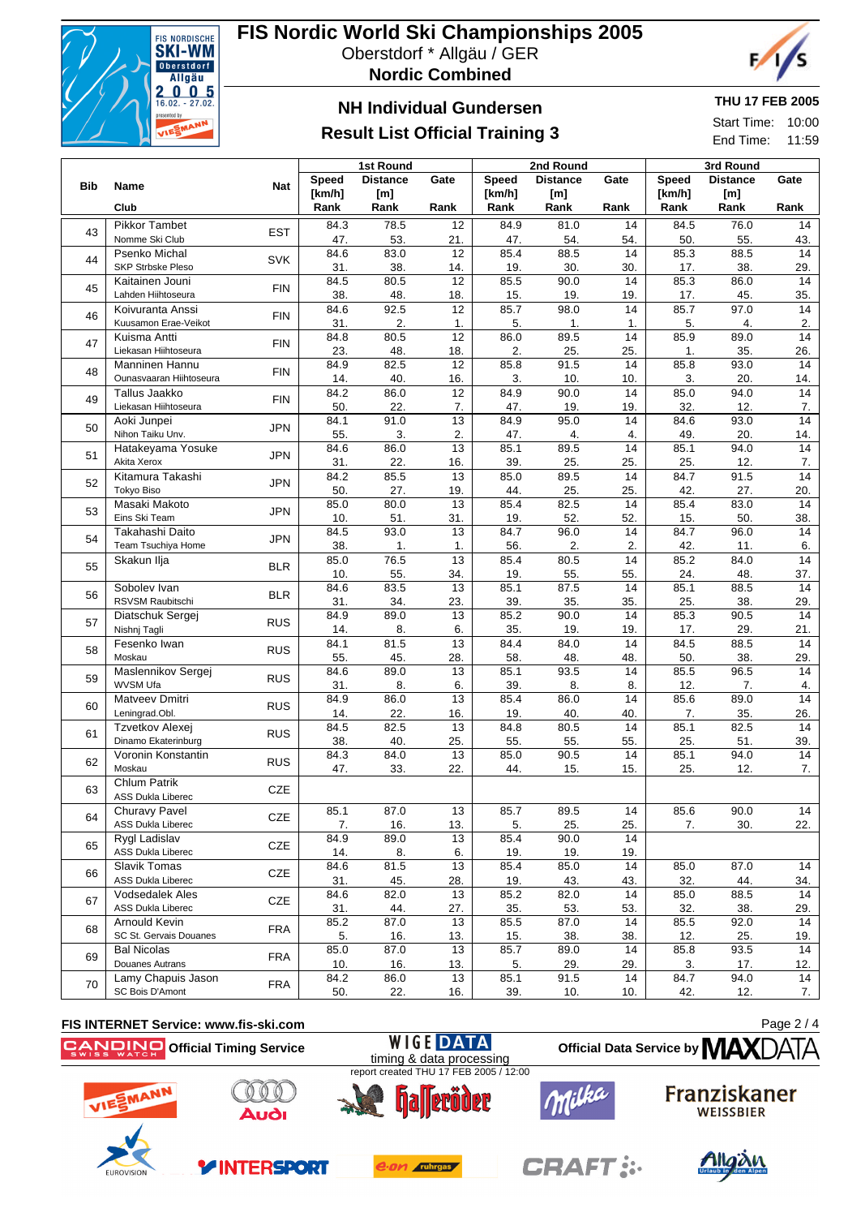# FIS Nordic World Ski Championships 2005

Oberstdorf * Allgäu / GER

**Nordic Combined**

## NH Individual Gundersen

## Result List Official Training 3

**THU 17 FEB 2005**

Start Time: 10:00

End Time: 11:59

| Bib | Name / Club | Nat | 1st Round Speed [km/h] / Rank | 1st Round Distance [m] / Rank | 1st Round Gate / Rank | 2nd Round Speed [km/h] / Rank | 2nd Round Distance [m] / Rank | 2nd Round Gate / Rank | 3rd Round Speed [km/h] / Rank | 3rd Round Distance [m] / Rank | 3rd Round Gate / Rank |
|---|---|---|---|---|---|---|---|---|---|---|---|
| 43 | Pikkor Tambet<br>Nomme Ski Club | EST | 84.3<br>47. | 78.5<br>53. | 12<br>21. | 84.9<br>47. | 81.0<br>54. | 14<br>54. | 84.5<br>50. | 76.0<br>55. | 14<br>43. |
| 44 | Psenko Michal<br>SKP Strbske Pleso | SVK | 84.6<br>31. | 83.0<br>38. | 12<br>14. | 85.4<br>19. | 88.5<br>30. | 14<br>30. | 85.3<br>17. | 88.5<br>38. | 14<br>29. |
| 45 | Kaitainen Jouni<br>Lahden Hiihtoseura | FIN | 84.5<br>38. | 80.5<br>48. | 12<br>18. | 85.5<br>15. | 90.0<br>19. | 14<br>19. | 85.3<br>17. | 86.0<br>45. | 14<br>35. |
| 46 | Koivuranta Anssi<br>Kuusamon Erae-Veikot | FIN | 84.6<br>31. | 92.5<br>2. | 12<br>1. | 85.7<br>5. | 98.0<br>1. | 14<br>1. | 85.7<br>5. | 97.0<br>4. | 14<br>2. |
| 47 | Kuisma Antti<br>Liekasan Hiihtoseura | FIN | 84.8<br>23. | 80.5<br>48. | 12<br>18. | 86.0<br>2. | 89.5<br>25. | 14<br>25. | 85.9<br>1. | 89.0<br>35. | 14<br>26. |
| 48 | Manninen Hannu<br>Ounasvaaran Hiihtoseura | FIN | 84.9<br>14. | 82.5<br>40. | 12<br>16. | 85.8<br>3. | 91.5<br>10. | 14<br>10. | 85.8<br>3. | 93.0<br>20. | 14<br>14. |
| 49 | Tallus Jaakko<br>Liekasan Hiihtoseura | FIN | 84.2<br>50. | 86.0<br>22. | 12<br>7. | 84.9<br>47. | 90.0<br>19. | 14<br>19. | 85.0<br>32. | 94.0<br>12. | 14<br>7. |
| 50 | Aoki Junpei<br>Nihon Taiku Unv. | JPN | 84.1<br>55. | 91.0<br>3. | 13<br>2. | 84.9<br>47. | 95.0<br>4. | 14<br>4. | 84.6<br>49. | 93.0<br>20. | 14<br>14. |
| 51 | Hatakeyama Yosuke<br>Akita Xerox | JPN | 84.6<br>31. | 86.0<br>22. | 13<br>16. | 85.1<br>39. | 89.5<br>25. | 14<br>25. | 85.1<br>25. | 94.0<br>12. | 14<br>7. |
| 52 | Kitamura Takashi<br>Tokyo Biso | JPN | 84.2<br>50. | 85.5<br>27. | 13<br>19. | 85.0<br>44. | 89.5<br>25. | 14<br>25. | 84.7<br>42. | 91.5<br>27. | 14<br>20. |
| 53 | Masaki Makoto<br>Eins Ski Team | JPN | 85.0<br>10. | 80.0<br>51. | 13<br>31. | 85.4<br>19. | 82.5<br>52. | 14<br>52. | 85.4<br>15. | 83.0<br>50. | 14<br>38. |
| 54 | Takahashi Daito<br>Team Tsuchiya Home | JPN | 84.5<br>38. | 93.0<br>1. | 13<br>1. | 84.7<br>56. | 96.0<br>2. | 14<br>2. | 84.7<br>42. | 96.0<br>11. | 14<br>6. |
| 55 | Skakun Ilja | BLR | 85.0<br>10. | 76.5<br>55. | 13<br>34. | 85.4<br>19. | 80.5<br>55. | 14<br>55. | 85.2<br>24. | 84.0<br>48. | 14<br>37. |
| 56 | Sobolev Ivan<br>RSVSM Raubitschi | BLR | 84.6<br>31. | 83.5<br>34. | 13<br>23. | 85.1<br>39. | 87.5<br>35. | 14<br>35. | 85.1<br>25. | 88.5<br>38. | 14<br>29. |
| 57 | Diatschuk Sergej<br>Nishnj Tagli | RUS | 84.9<br>14. | 89.0<br>8. | 13<br>6. | 85.2<br>35. | 90.0<br>19. | 14<br>19. | 85.3<br>17. | 90.5<br>29. | 14<br>21. |
| 58 | Fesenko Iwan<br>Moskau | RUS | 84.1<br>55. | 81.5<br>45. | 13<br>28. | 84.4<br>58. | 84.0<br>48. | 14<br>48. | 84.5<br>50. | 88.5<br>38. | 14<br>29. |
| 59 | Maslennikov Sergej<br>WVSM Ufa | RUS | 84.6<br>31. | 89.0<br>8. | 13<br>6. | 85.1<br>39. | 93.5<br>8. | 14<br>8. | 85.5<br>12. | 96.5<br>7. | 14<br>4. |
| 60 | Matveev Dmitri<br>Leningrad.Obl. | RUS | 84.9<br>14. | 86.0<br>22. | 13<br>16. | 85.4<br>19. | 86.0<br>40. | 14<br>40. | 85.6<br>7. | 89.0<br>35. | 14<br>26. |
| 61 | Tzvetkov Alexej<br>Dinamo Ekaterinburg | RUS | 84.5<br>38. | 82.5<br>40. | 13<br>25. | 84.8<br>55. | 80.5<br>55. | 14<br>55. | 85.1<br>25. | 82.5<br>51. | 14<br>39. |
| 62 | Voronin Konstantin<br>Moskau | RUS | 84.3<br>47. | 84.0<br>33. | 13<br>22. | 85.0<br>44. | 90.5<br>15. | 14<br>15. | 85.1<br>25. | 94.0<br>12. | 14<br>7. |
| 63 | Chlum Patrik<br>ASS Dukla Liberec | CZE | | | | | | | | | |
| 64 | Churavy Pavel<br>ASS Dukla Liberec | CZE | 85.1<br>7. | 87.0<br>16. | 13<br>13. | 85.7<br>5. | 89.5<br>25. | 14<br>25. | 85.6<br>7. | 90.0<br>30. | 14<br>22. |
| 65 | Rygl Ladislav<br>ASS Dukla Liberec | CZE | 84.9<br>14. | 89.0<br>8. | 13<br>6. | 85.4<br>19. | 90.0<br>19. | 14<br>19. | | | |
| 66 | Slavik Tomas<br>ASS Dukla Liberec | CZE | 84.6<br>31. | 81.5<br>45. | 13<br>28. | 85.4<br>19. | 85.0<br>43. | 14<br>43. | 85.0<br>32. | 87.0<br>44. | 14<br>34. |
| 67 | Vodsedalek Ales<br>ASS Dukla Liberec | CZE | 84.6<br>31. | 82.0<br>44. | 13<br>27. | 85.2<br>35. | 82.0<br>53. | 14<br>53. | 85.0<br>32. | 88.5<br>38. | 14<br>29. |
| 68 | Arnould Kevin<br>SC St. Gervais Douanes | FRA | 85.2<br>5. | 87.0<br>16. | 13<br>13. | 85.5<br>15. | 87.0<br>38. | 14<br>38. | 85.5<br>12. | 92.0<br>25. | 14<br>19. |
| 69 | Bal Nicolas<br>Douanes Autrans | FRA | 85.0<br>10. | 87.0<br>16. | 13<br>13. | 85.7<br>5. | 89.0<br>29. | 14<br>29. | 85.8<br>3. | 93.5<br>17. | 14<br>12. |
| 70 | Lamy Chapuis Jason<br>SC Bois D'Amont | FRA | 84.2<br>50. | 86.0<br>22. | 13<br>16. | 85.1<br>39. | 91.5<br>10. | 14<br>10. | 84.7<br>42. | 94.0<br>12. | 14<br>7. |

FIS INTERNET Service: www.fis-ski.com

Official Timing Service: CANDINO Swiss Watch — WIGE DATA timing & data processing — Official Data Service by MAXDATA

report created THU 17 FEB 2005 / 12:00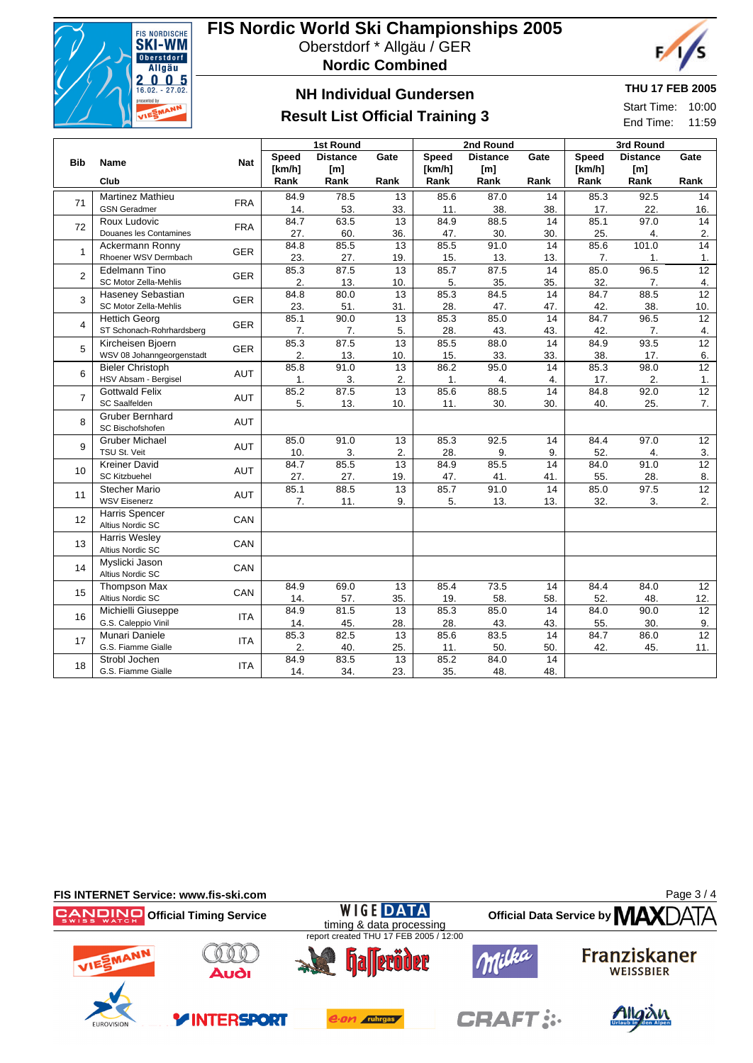# FIS Nordic World Ski Championships 2005

Oberstdorf * Allgäu / GER

**Nordic Combined**

## NH Individual Gundersen

## Result List Official Training 3

**THU 17 FEB 2005**

Start Time: 10:00
End Time: 11:59

| Bib | Name / Club | Nat | 1st Round Speed [km/h] | 1st Round Distance [m] | 1st Round Gate | 2nd Round Speed [km/h] | 2nd Round Distance [m] | 2nd Round Gate | 3rd Round Speed [km/h] | 3rd Round Distance [m] | 3rd Round Gate |
|---|---|---|---|---|---|---|---|---|---|---|---|
| | | | Rank | Rank | Rank | Rank | Rank | Rank | Rank | Rank | Rank |
| 71 | Martinez Mathieu | FRA | 84.9 | 78.5 | 13 | 85.6 | 87.0 | 14 | 85.3 | 92.5 | 14 |
| | GSN Geradmer | | 14. | 53. | 33. | 11. | 38. | 38. | 17. | 22. | 16. |
| 72 | Roux Ludovic | FRA | 84.7 | 63.5 | 13 | 84.9 | 88.5 | 14 | 85.1 | 97.0 | 14 |
| | Douanes les Contamines | | 27. | 60. | 36. | 47. | 30. | 30. | 25. | 4. | 2. |
| 1 | Ackermann Ronny | GER | 84.8 | 85.5 | 13 | 85.5 | 91.0 | 14 | 85.6 | 101.0 | 14 |
| | Rhoener WSV Dermbach | | 23. | 27. | 19. | 15. | 13. | 13. | 7. | 1. | 1. |
| 2 | Edelmann Tino | GER | 85.3 | 87.5 | 13 | 85.7 | 87.5 | 14 | 85.0 | 96.5 | 12 |
| | SC Motor Zella-Mehlis | | 2. | 13. | 10. | 5. | 35. | 35. | 32. | 7. | 4. |
| 3 | Haseney Sebastian | GER | 84.8 | 80.0 | 13 | 85.3 | 84.5 | 14 | 84.7 | 88.5 | 12 |
| | SC Motor Zella-Mehlis | | 23. | 51. | 31. | 28. | 47. | 47. | 42. | 38. | 10. |
| 4 | Hettich Georg | GER | 85.1 | 90.0 | 13 | 85.3 | 85.0 | 14 | 84.7 | 96.5 | 12 |
| | ST Schonach-Rohrhardsberg | | 7. | 7. | 5. | 28. | 43. | 43. | 42. | 7. | 4. |
| 5 | Kircheisen Bjoern | GER | 85.3 | 87.5 | 13 | 85.5 | 88.0 | 14 | 84.9 | 93.5 | 12 |
| | WSV 08 Johanngeorgenstadt | | 2. | 13. | 10. | 15. | 33. | 33. | 38. | 17. | 6. |
| 6 | Bieler Christoph | AUT | 85.8 | 91.0 | 13 | 86.2 | 95.0 | 14 | 85.3 | 98.0 | 12 |
| | HSV Absam - Bergisel | | 1. | 3. | 2. | 1. | 4. | 4. | 17. | 2. | 1. |
| 7 | Gottwald Felix | AUT | 85.2 | 87.5 | 13 | 85.6 | 88.5 | 14 | 84.8 | 92.0 | 12 |
| | SC Saalfelden | | 5. | 13. | 10. | 11. | 30. | 30. | 40. | 25. | 7. |
| 8 | Gruber Bernhard | AUT | | | | | | | | | |
| | SC Bischofshofen | | | | | | | | | | |
| 9 | Gruber Michael | AUT | 85.0 | 91.0 | 13 | 85.3 | 92.5 | 14 | 84.4 | 97.0 | 12 |
| | TSU St. Veit | | 10. | 3. | 2. | 28. | 9. | 9. | 52. | 4. | 3. |
| 10 | Kreiner David | AUT | 84.7 | 85.5 | 13 | 84.9 | 85.5 | 14 | 84.0 | 91.0 | 12 |
| | SC Kitzbuehel | | 27. | 27. | 19. | 47. | 41. | 41. | 55. | 28. | 8. |
| 11 | Stecher Mario | AUT | 85.1 | 88.5 | 13 | 85.7 | 91.0 | 14 | 85.0 | 97.5 | 12 |
| | WSV Eisenerz | | 7. | 11. | 9. | 5. | 13. | 13. | 32. | 3. | 2. |
| 12 | Harris Spencer | CAN | | | | | | | | | |
| | Altius Nordic SC | | | | | | | | | | |
| 13 | Harris Wesley | CAN | | | | | | | | | |
| | Altius Nordic SC | | | | | | | | | | |
| 14 | Myslicki Jason | CAN | | | | | | | | | |
| | Altius Nordic SC | | | | | | | | | | |
| 15 | Thompson Max | CAN | 84.9 | 69.0 | 13 | 85.4 | 73.5 | 14 | 84.4 | 84.0 | 12 |
| | Altius Nordic SC | | 14. | 57. | 35. | 19. | 58. | 58. | 52. | 48. | 12. |
| 16 | Michielli Giuseppe | ITA | 84.9 | 81.5 | 13 | 85.3 | 85.0 | 14 | 84.0 | 90.0 | 12 |
| | G.S. Caleppio Vinil | | 14. | 45. | 28. | 28. | 43. | 43. | 55. | 30. | 9. |
| 17 | Munari Daniele | ITA | 85.3 | 82.5 | 13 | 85.6 | 83.5 | 14 | 84.7 | 86.0 | 12 |
| | G.S. Fiamme Gialle | | 2. | 40. | 25. | 11. | 50. | 50. | 42. | 45. | 11. |
| 18 | Strobl Jochen | ITA | 84.9 | 83.5 | 13 | 85.2 | 84.0 | 14 | | | |
| | G.S. Fiamme Gialle | | 14. | 34. | 23. | 35. | 48. | 48. | | | |

FIS INTERNET Service: www.fis-ski.com

Official Timing Service

WIGE DATA timing & data processing
report created THU 17 FEB 2005 / 12:00

Official Data Service by MAXDATA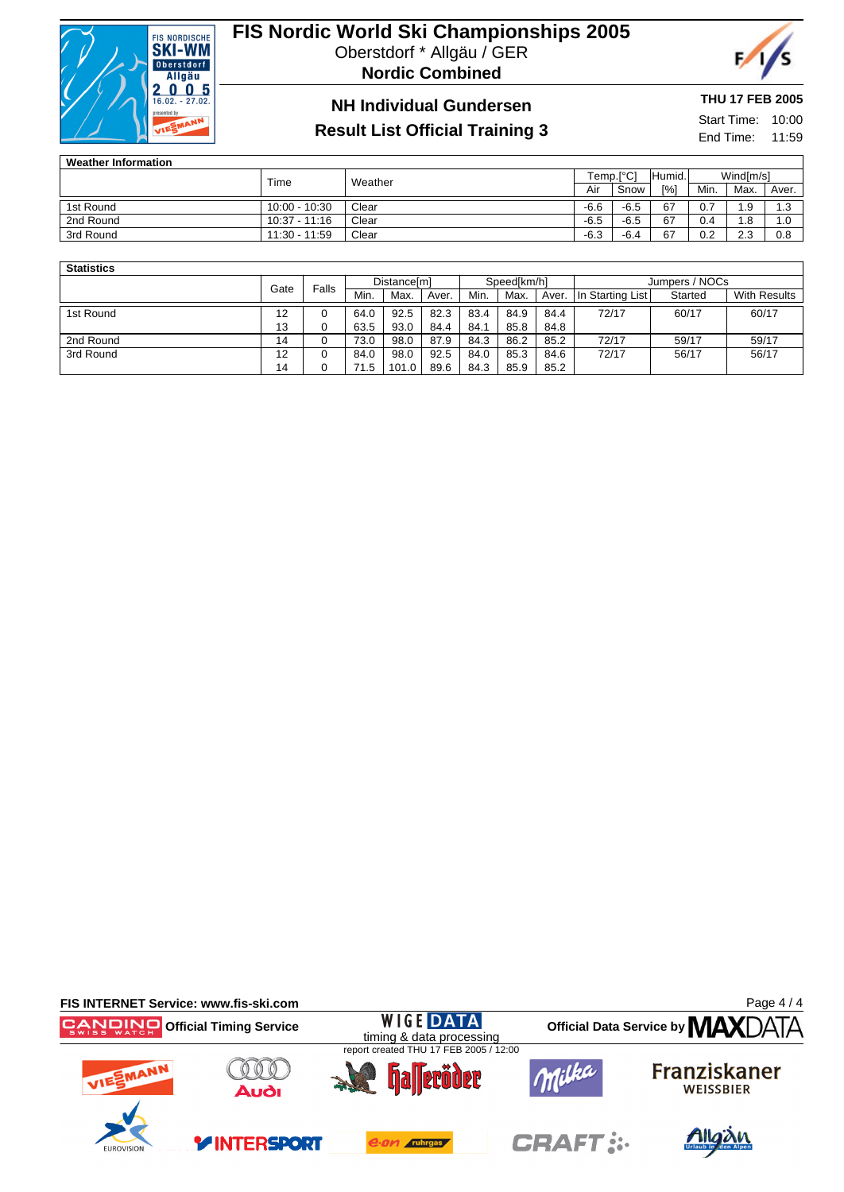# FIS Nordic World Ski Championships 2005

Oberstdorf * Allgäu / GER

**Nordic Combined**

## NH Individual Gundersen

## Result List Official Training 3

**THU 17 FEB 2005**

Start Time: 10:00

End Time: 11:59

| Weather Information | Time | Weather | Temp.[°C] | | Humid. | Wind[m/s] | | |
|---|---|---|---|---|---|---|---|---|
| | | | Air | Snow | [%] | Min. | Max. | Aver. |
| 1st Round | 10:00 - 10:30 | Clear | -6.6 | -6.5 | 67 | 0.7 | 1.9 | 1.3 |
| 2nd Round | 10:37 - 11:16 | Clear | -6.5 | -6.5 | 67 | 0.4 | 1.8 | 1.0 |
| 3rd Round | 11:30 - 11:59 | Clear | -6.3 | -6.4 | 67 | 0.2 | 2.3 | 0.8 |

| Statistics | Gate | Falls | Distance[m] | | | Speed[km/h] | | | Jumpers / NOCs | | |
|---|---|---|---|---|---|---|---|---|---|---|---|
| | | | Min. | Max. | Aver. | Min. | Max. | Aver. | In Starting List | Started | With Results |
| 1st Round | 12 | 0 | 64.0 | 92.5 | 82.3 | 83.4 | 84.9 | 84.4 | 72/17 | 60/17 | 60/17 |
| | 13 | 0 | 63.5 | 93.0 | 84.4 | 84.1 | 85.8 | 84.8 | | | |
| 2nd Round | 14 | 0 | 73.0 | 98.0 | 87.9 | 84.3 | 86.2 | 85.2 | 72/17 | 59/17 | 59/17 |
| 3rd Round | 12 | 0 | 84.0 | 98.0 | 92.5 | 84.0 | 85.3 | 84.6 | 72/17 | 56/17 | 56/17 |
| | 14 | 0 | 71.5 | 101.0 | 89.6 | 84.3 | 85.9 | 85.2 | | | |

FIS INTERNET Service: www.fis-ski.com

Official Timing Service

WIGE DATA timing & data processing

report created THU 17 FEB 2005 / 12:00

Official Data Service by MAXDATA